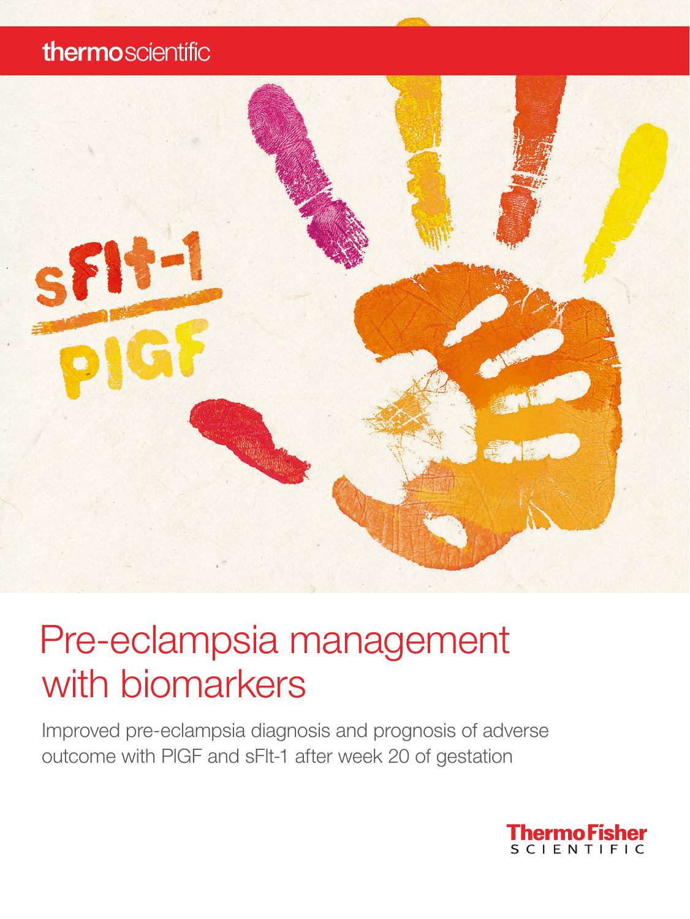thermoscientific

sFlt-1

PlGF

# Pre-eclampsia management with biomarkers

Improved pre-eclampsia diagnosis and prognosis of adverse outcome with PlGF and sFlt-1 after week 20 of gestation

ThermoFisher SCIENTIFIC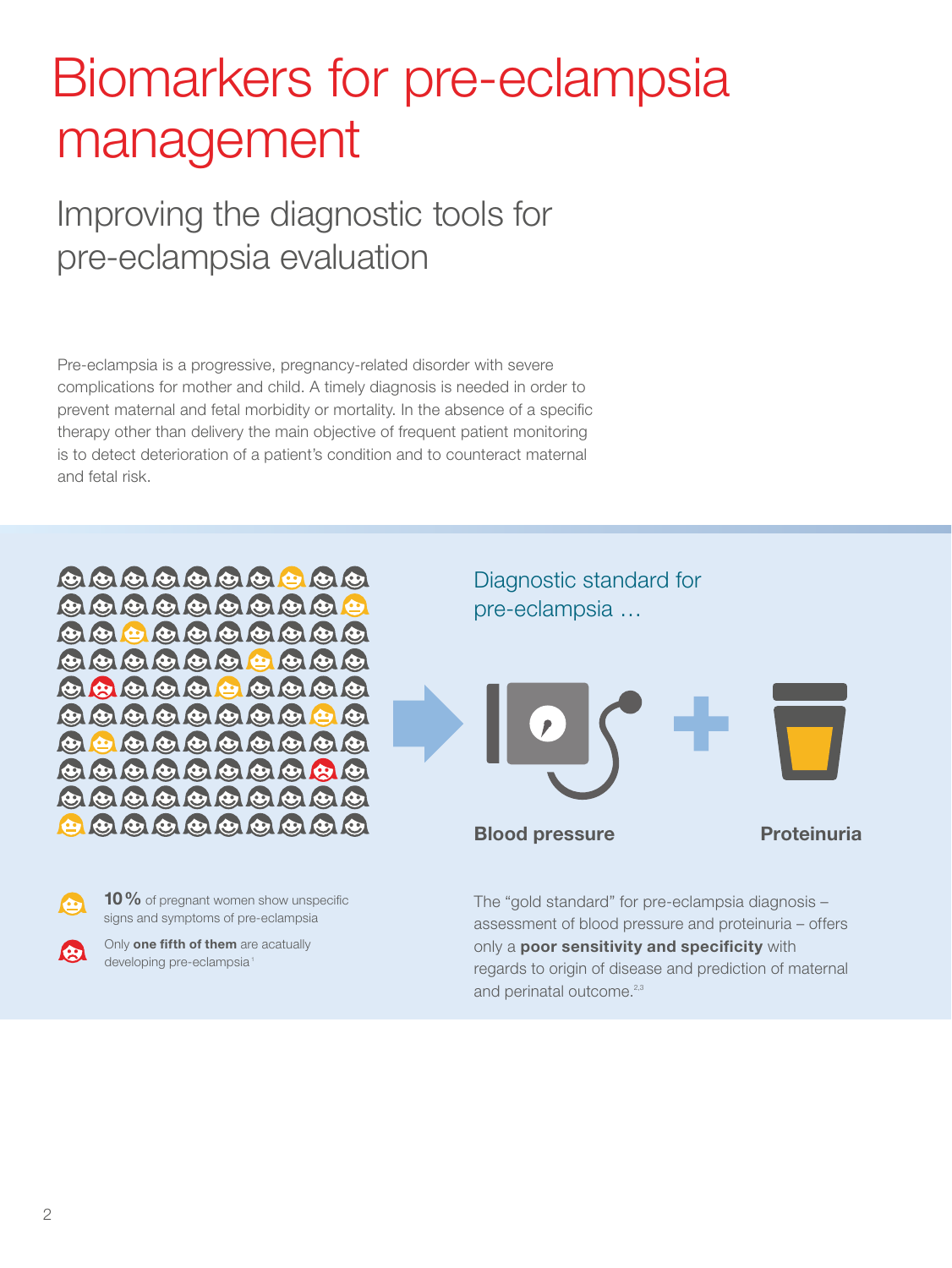# Biomarkers for pre-eclampsia management

## Improving the diagnostic tools for pre-eclampsia evaluation

Pre-eclampsia is a progressive, pregnancy-related disorder with severe complications for mother and child. A timely diagnosis is needed in order to prevent maternal and fetal morbidity or mortality. In the absence of a specific therapy other than delivery the main objective of frequent patient monitoring is to detect deterioration of a patient's condition and to counteract maternal and fetal risk.

**10 %** of pregnant women show unspecific signs and symptoms of pre-eclampsia

Only **one fifth of them** are acatually developing pre-eclampsia[1]

### Diagnostic standard for pre-eclampsia …

**Blood pressure** + **Proteinuria**

The "gold standard" for pre-eclampsia diagnosis – assessment of blood pressure and proteinuria – offers only a **poor sensitivity and specificity** with regards to origin of disease and prediction of maternal and perinatal outcome.[2,3]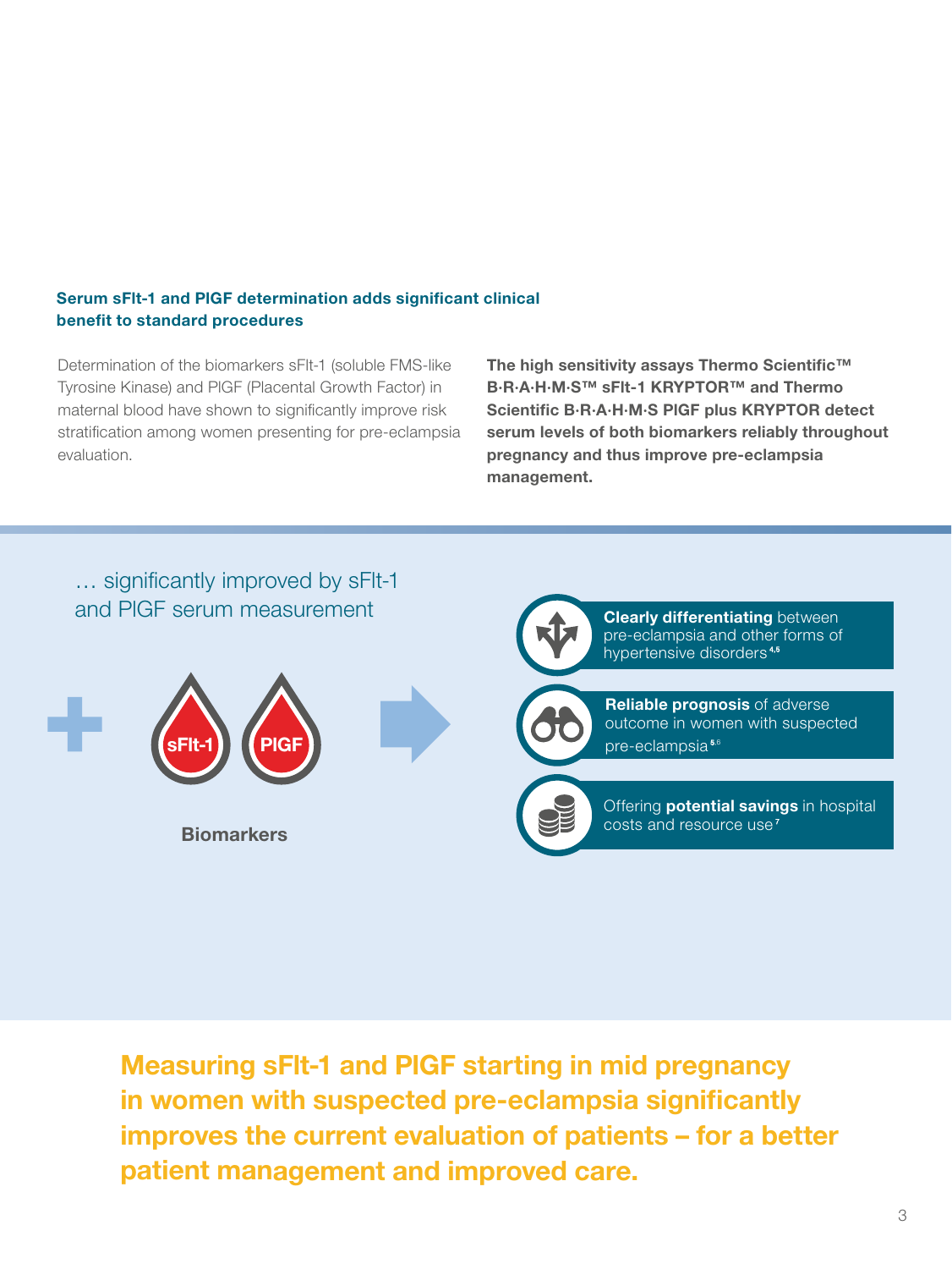### Serum sFlt-1 and PlGF determination adds significant clinical benefit to standard procedures

Determination of the biomarkers sFlt-1 (soluble FMS-like Tyrosine Kinase) and PlGF (Placental Growth Factor) in maternal blood have shown to significantly improve risk stratification among women presenting for pre-eclampsia evaluation.

**The high sensitivity assays Thermo Scientific™ B·R·A·H·M·S™ sFlt-1 KRYPTOR™ and Thermo Scientific B·R·A·H·M·S PlGF plus KRYPTOR detect serum levels of both biomarkers reliably throughout pregnancy and thus improve pre-eclampsia management.**

… significantly improved by sFlt-1 and PlGF serum measurement

sFlt-1 PlGF

**Biomarkers**

- **Clearly differentiating** between pre-eclampsia and other forms of hypertensive disorders[4,5]
- **Reliable prognosis** of adverse outcome in women with suspected pre-eclampsia[5,6]
- Offering **potential savings** in hospital costs and resource use[7]

**Measuring sFlt-1 and PlGF starting in mid pregnancy in women with suspected pre-eclampsia significantly improves the current evaluation of patients – for a better patient management and improved care.**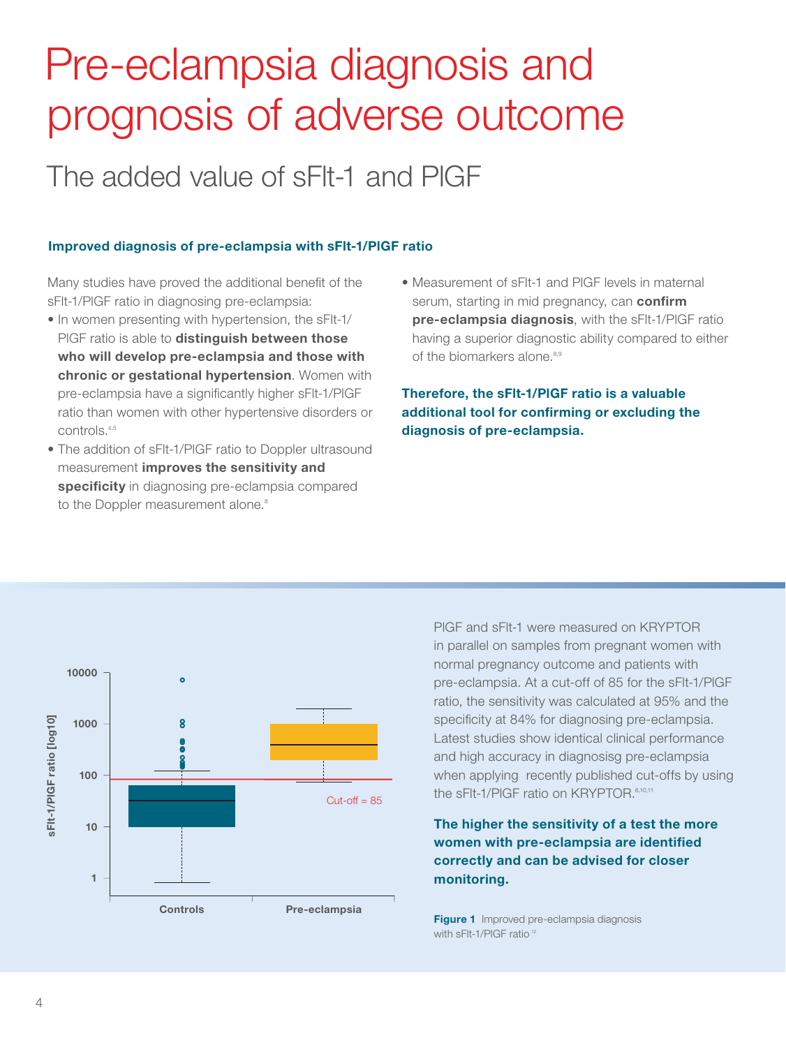# Pre-eclampsia diagnosis and prognosis of adverse outcome

## The added value of sFlt-1 and PlGF

### Improved diagnosis of pre-eclampsia with sFlt-1/PlGF ratio

Many studies have proved the additional benefit of the sFlt-1/PlGF ratio in diagnosing pre-eclampsia:

- In women presenting with hypertension, the sFlt-1/PlGF ratio is able to **distinguish between those who will develop pre-eclampsia and those with chronic or gestational hypertension**. Women with pre-eclampsia have a significantly higher sFlt-1/PlGF ratio than women with other hypertensive disorders or controls.[4,5]
- The addition of sFlt-1/PlGF ratio to Doppler ultrasound measurement **improves the sensitivity and specificity** in diagnosing pre-eclampsia compared to the Doppler measurement alone.[8]
- Measurement of sFlt-1 and PlGF levels in maternal serum, starting in mid pregnancy, can **confirm pre-eclampsia diagnosis**, with the sFlt-1/PlGF ratio having a superior diagnostic ability compared to either of the biomarkers alone.[8,9]

**Therefore, the sFlt-1/PlGF ratio is a valuable additional tool for confirming or excluding the diagnosis of pre-eclampsia.**

PlGF and sFlt-1 were measured on KRYPTOR in parallel on samples from pregnant women with normal pregnancy outcome and patients with pre-eclampsia. At a cut-off of 85 for the sFlt-1/PlGF ratio, the sensitivity was calculated at 95% and the specificity at 84% for diagnosing pre-eclampsia. Latest studies show identical clinical performance and high accuracy in diagnosisg pre-eclampsia when applying recently published cut-offs by using the sFlt-1/PlGF ratio on KRYPTOR.[6,10,11]

**The higher the sensitivity of a test the more women with pre-eclampsia are identified correctly and can be advised for closer monitoring.**

**Figure 1** Improved pre-eclampsia diagnosis with sFlt-1/PlGF ratio[12]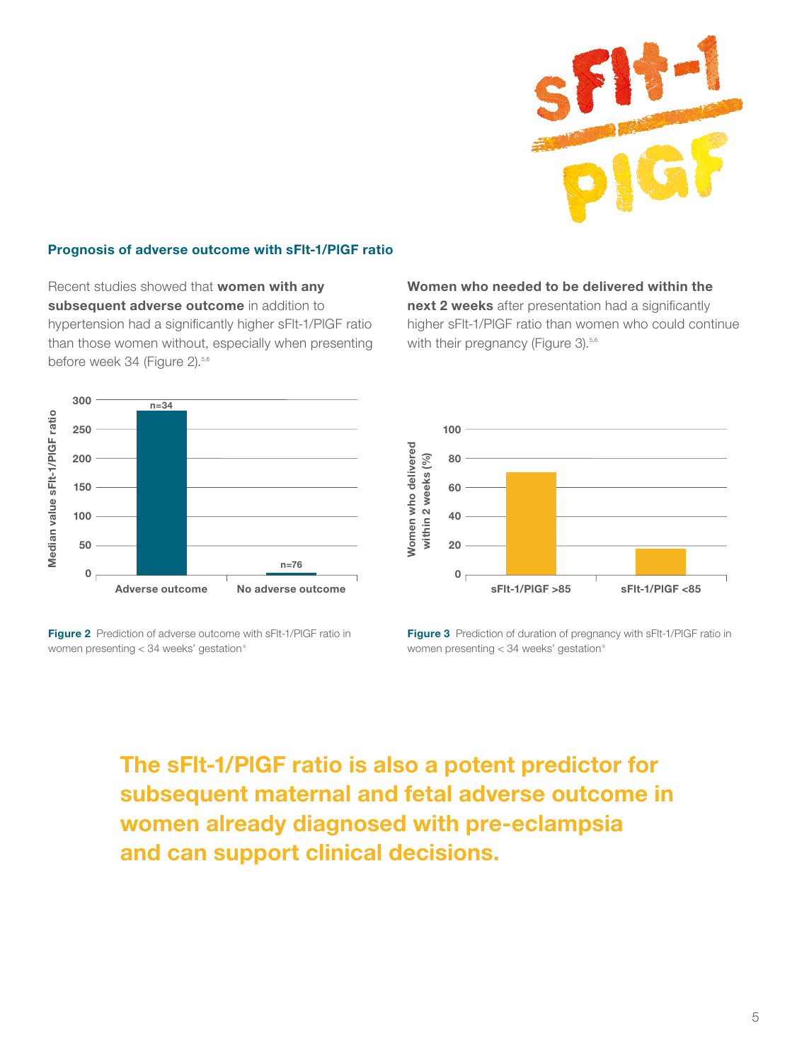## Prognosis of adverse outcome with sFlt-1/PlGF ratio

Recent studies showed that **women with any subsequent adverse outcome** in addition to hypertension had a significantly higher sFlt-1/PlGF ratio than those women without, especially when presenting before week 34 (Figure 2).[5,6]

**Women who needed to be delivered within the next 2 weeks** after presentation had a significantly higher sFlt-1/PlGF ratio than women who could continue with their pregnancy (Figure 3).[5,6]

**Figure 2** Prediction of adverse outcome with sFlt-1/PlGF ratio in women presenting < 34 weeks' gestation[6]

**Figure 3** Prediction of duration of pregnancy with sFlt-1/PlGF ratio in women presenting < 34 weeks' gestation[6]

**The sFlt-1/PlGF ratio is also a potent predictor for subsequent maternal and fetal adverse outcome in women already diagnosed with pre-eclampsia and can support clinical decisions.**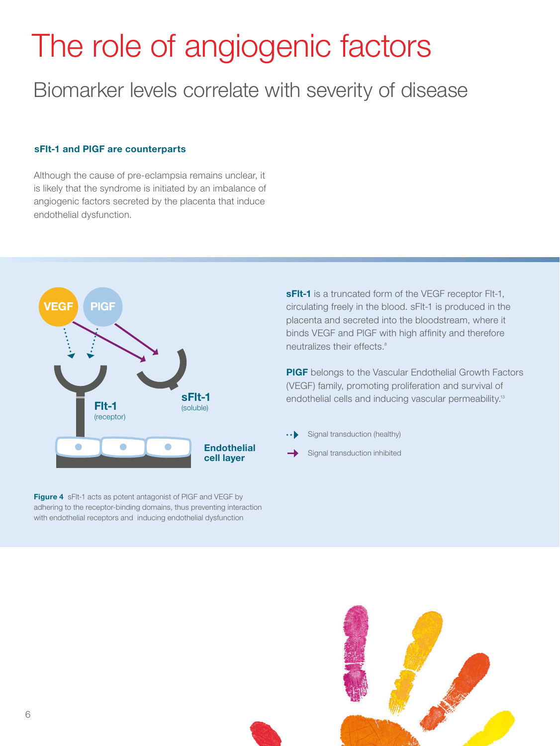# The role of angiogenic factors

## Biomarker levels correlate with severity of disease

### sFlt-1 and PlGF are counterparts

Although the cause of pre-eclampsia remains unclear, it is likely that the syndrome is initiated by an imbalance of angiogenic factors secreted by the placenta that induce endothelial dysfunction.

**sFlt-1** is a truncated form of the VEGF receptor Flt-1, circulating freely in the blood. sFlt-1 is produced in the placenta and secreted into the bloodstream, where it binds VEGF and PlGF with high affinity and therefore neutralizes their effects.[8]

**PlGF** belongs to the Vascular Endothelial Growth Factors (VEGF) family, promoting proliferation and survival of endothelial cells and inducing vascular permeability.[13]

**Figure 4** sFlt-1 acts as potent antagonist of PlGF and VEGF by adhering to the receptor-binding domains, thus preventing interaction with endothelial receptors and inducing endothelial dysfunction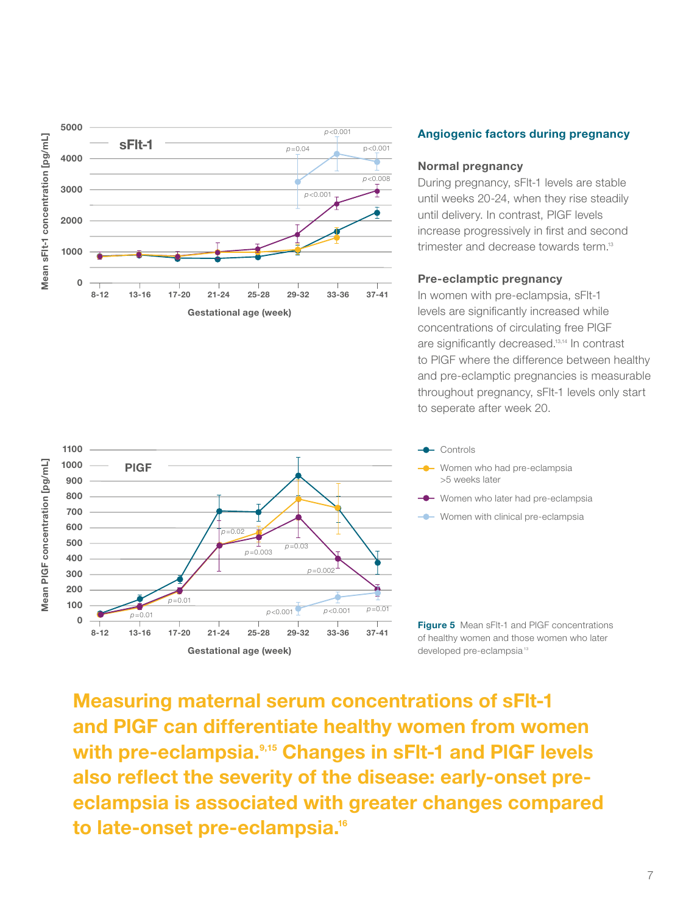## Angiogenic factors during pregnancy

### Normal pregnancy

During pregnancy, sFlt-1 levels are stable until weeks 20-24, when they rise steadily until delivery. In contrast, PlGF levels increase progressively in first and second trimester and decrease towards term.[13]

### Pre-eclamptic pregnancy

In women with pre-eclampsia, sFlt-1 levels are significantly increased while concentrations of circulating free PlGF are significantly decreased.[13,14] In contrast to PlGF where the difference between healthy and pre-eclamptic pregnancies is measurable throughout pregnancy, sFlt-1 levels only start to seperate after week 20.

**Figure 5** Mean sFlt-1 and PlGF concentrations of healthy women and those women who later developed pre-eclampsia[13]

**Measuring maternal serum concentrations of sFlt-1 and PlGF can differentiate healthy women from women with pre-eclampsia.[9,15] Changes in sFlt-1 and PlGF levels also reflect the severity of the disease: early-onset pre-eclampsia is associated with greater changes compared to late-onset pre-eclampsia.[16]**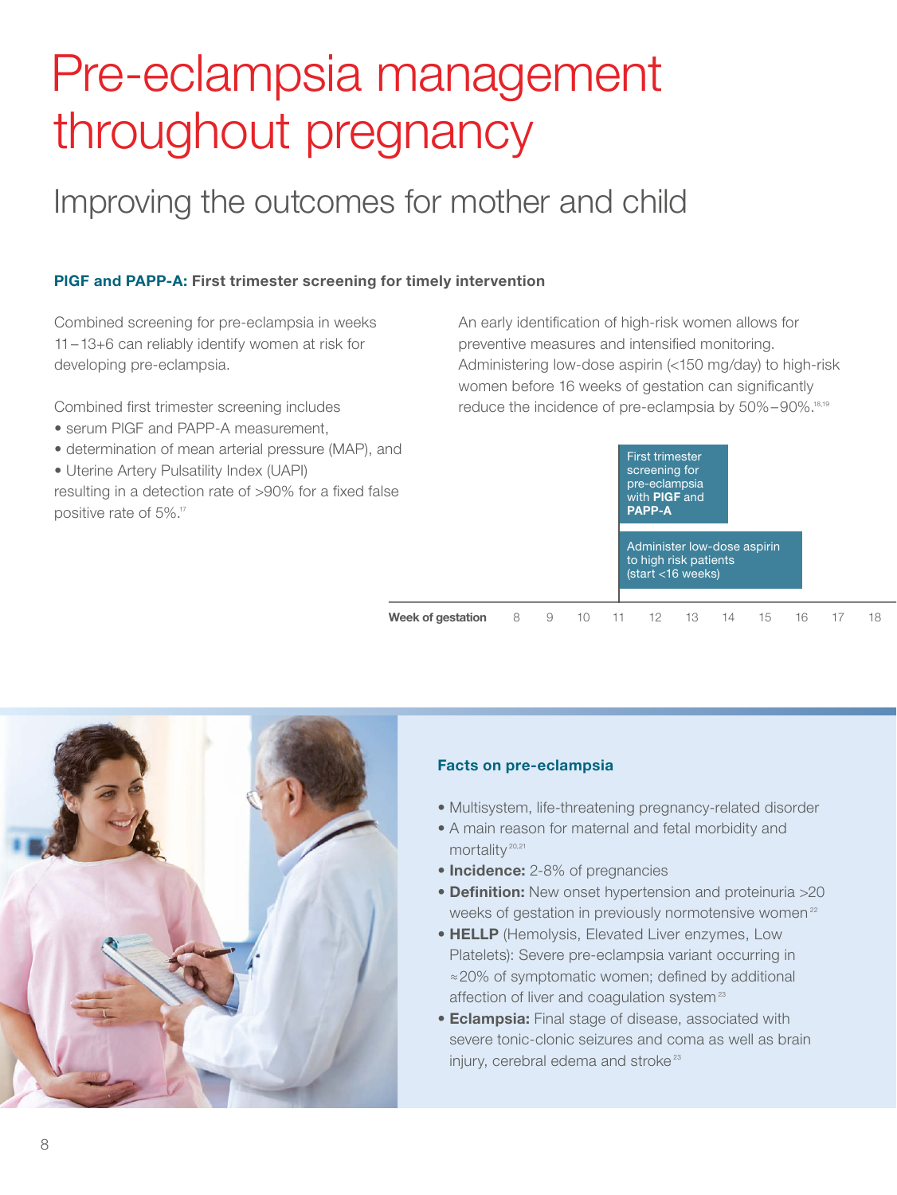# Pre-eclampsia management throughout pregnancy

## Improving the outcomes for mother and child

### PlGF and PAPP-A: First trimester screening for timely intervention

Combined screening for pre-eclampsia in weeks 11–13+6 can reliably identify women at risk for developing pre-eclampsia.

Combined first trimester screening includes

- serum PlGF and PAPP-A measurement,
- determination of mean arterial pressure (MAP), and
- Uterine Artery Pulsatility Index (UAPI)

resulting in a detection rate of >90% for a fixed false positive rate of 5%.[17]

An early identification of high-risk women allows for preventive measures and intensified monitoring. Administering low-dose aspirin (<150 mg/day) to high-risk women before 16 weeks of gestation can significantly reduce the incidence of pre-eclampsia by 50%–90%.[18,19]

First trimester screening for pre-eclampsia with **PlGF** and **PAPP-A**

Administer low-dose aspirin to high risk patients (start <16 weeks)

**Week of gestation** 8 9 10 11 12 13 14 15 16 17 18

### Facts on pre-eclampsia

- Multisystem, life-threatening pregnancy-related disorder
- A main reason for maternal and fetal morbidity and mortality[20,21]
- **Incidence:** 2-8% of pregnancies
- **Definition:** New onset hypertension and proteinuria >20 weeks of gestation in previously normotensive women[22]
- **HELLP** (Hemolysis, Elevated Liver enzymes, Low Platelets): Severe pre-eclampsia variant occurring in ≈20% of symptomatic women; defined by additional affection of liver and coagulation system[23]
- **Eclampsia:** Final stage of disease, associated with severe tonic-clonic seizures and coma as well as brain injury, cerebral edema and stroke[23]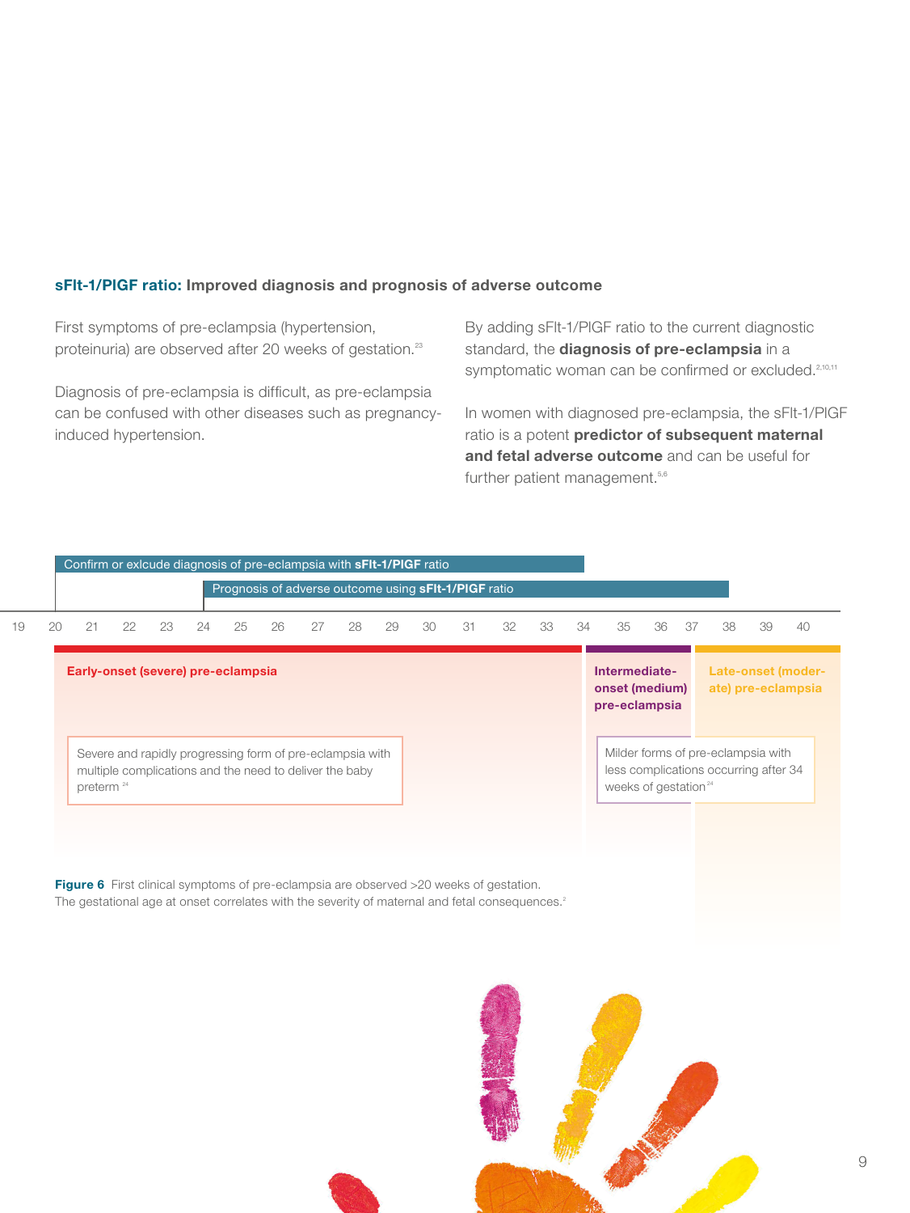## sFlt-1/PlGF ratio: Improved diagnosis and prognosis of adverse outcome

First symptoms of pre-eclampsia (hypertension, proteinuria) are observed after 20 weeks of gestation.[23]

Diagnosis of pre-eclampsia is difficult, as pre-eclampsia can be confused with other diseases such as pregnancy-induced hypertension.

By adding sFlt-1/PlGF ratio to the current diagnostic standard, the **diagnosis of pre-eclampsia** in a symptomatic woman can be confirmed or excluded.[2,10,11]

In women with diagnosed pre-eclampsia, the sFlt-1/PlGF ratio is a potent **predictor of subsequent maternal and fetal adverse outcome** and can be useful for further patient management.[5,6]

Confirm or exlcude diagnosis of pre-eclampsia with **sFlt-1/PlGF** ratio

Prognosis of adverse outcome using **sFlt-1/PlGF** ratio

19 20 21 22 23 24 25 26 27 28 29 30 31 32 33 34 35 36 37 38 39 40

**Early-onset (severe) pre-eclampsia**

Severe and rapidly progressing form of pre-eclampsia with multiple complications and the need to deliver the baby preterm[24]

**Intermediate-onset (medium) pre-eclampsia**

**Late-onset (moderate) pre-eclampsia**

Milder forms of pre-eclampsia with less complications occurring after 34 weeks of gestation[24]

**Figure 6** First clinical symptoms of pre-eclampsia are observed >20 weeks of gestation. The gestational age at onset correlates with the severity of maternal and fetal consequences.[2]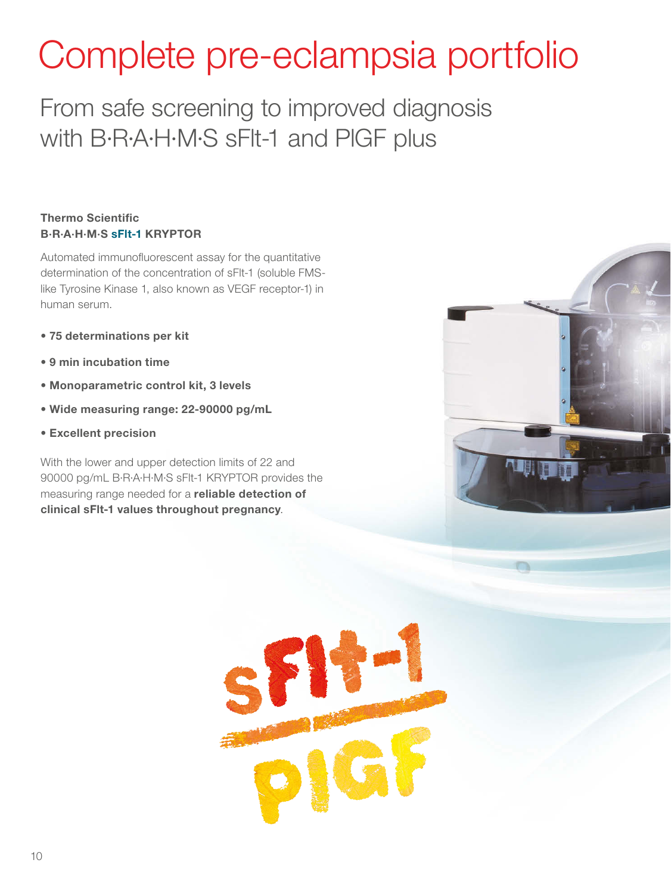# Complete pre-eclampsia portfolio

## From safe screening to improved diagnosis with B·R·A·H·M·S sFlt-1 and PlGF plus

### Thermo Scientific B·R·A·H·M·S sFlt-1 KRYPTOR

Automated immunofluorescent assay for the quantitative determination of the concentration of sFlt-1 (soluble FMS-like Tyrosine Kinase 1, also known as VEGF receptor-1) in human serum.

- **75 determinations per kit**
- **9 min incubation time**
- **Monoparametric control kit, 3 levels**
- **Wide measuring range: 22-90000 pg/mL**
- **Excellent precision**

With the lower and upper detection limits of 22 and 90000 pg/mL B·R·A·H·M·S sFlt-1 KRYPTOR provides the measuring range needed for a **reliable detection of clinical sFlt-1 values throughout pregnancy**.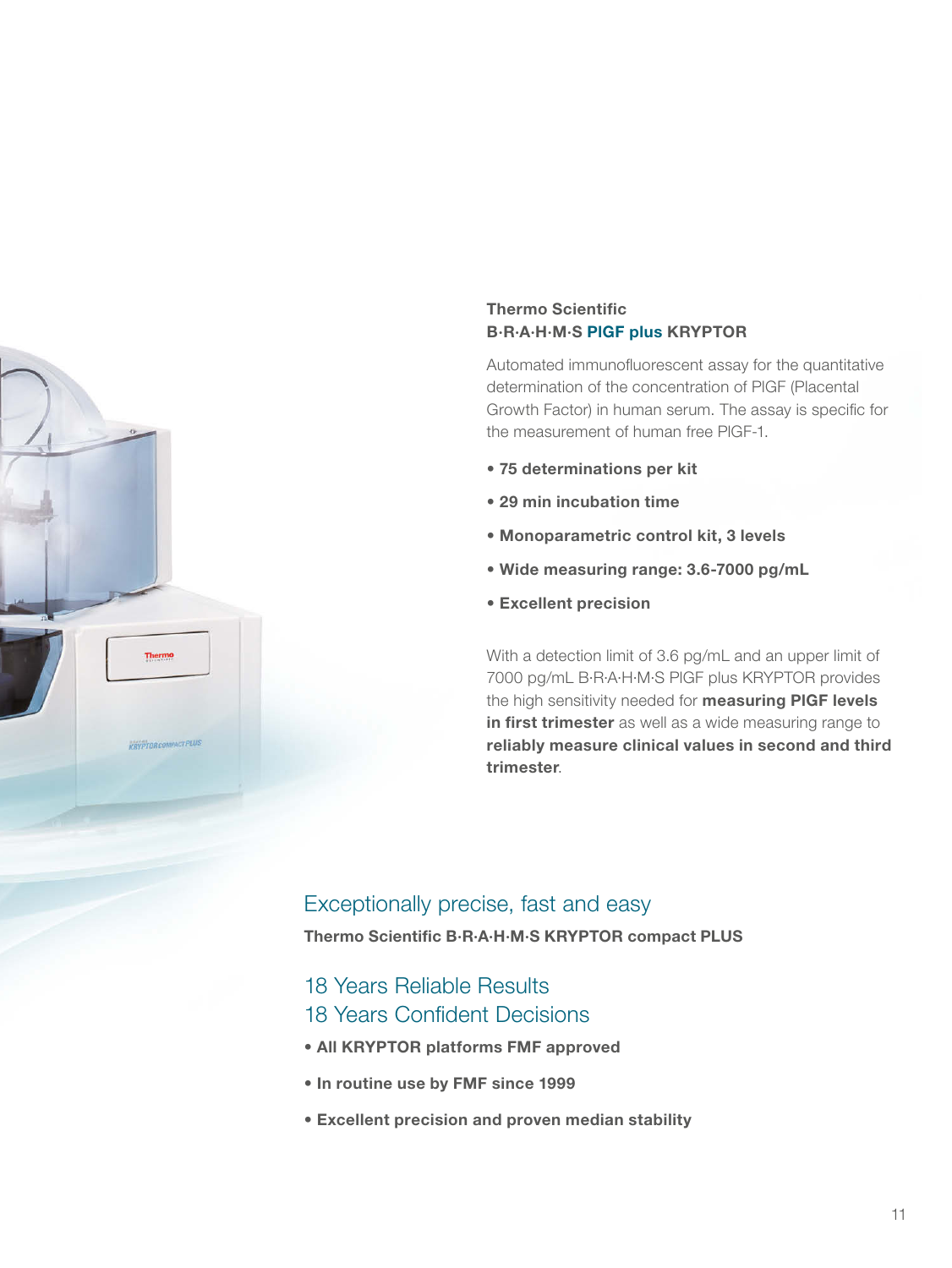### Thermo Scientific B·R·A·H·M·S PlGF plus KRYPTOR

Automated immunofluorescent assay for the quantitative determination of the concentration of PlGF (Placental Growth Factor) in human serum. The assay is specific for the measurement of human free PlGF-1.

- **75 determinations per kit**
- **29 min incubation time**
- **Monoparametric control kit, 3 levels**
- **Wide measuring range: 3.6-7000 pg/mL**
- **Excellent precision**

With a detection limit of 3.6 pg/mL and an upper limit of 7000 pg/mL B·R·A·H·M·S PlGF plus KRYPTOR provides the high sensitivity needed for **measuring PlGF levels in first trimester** as well as a wide measuring range to **reliably measure clinical values in second and third trimester**.

## Exceptionally precise, fast and easy

**Thermo Scientific B·R·A·H·M·S KRYPTOR compact PLUS**

## 18 Years Reliable Results 18 Years Confident Decisions

- **All KRYPTOR platforms FMF approved**
- **In routine use by FMF since 1999**
- **Excellent precision and proven median stability**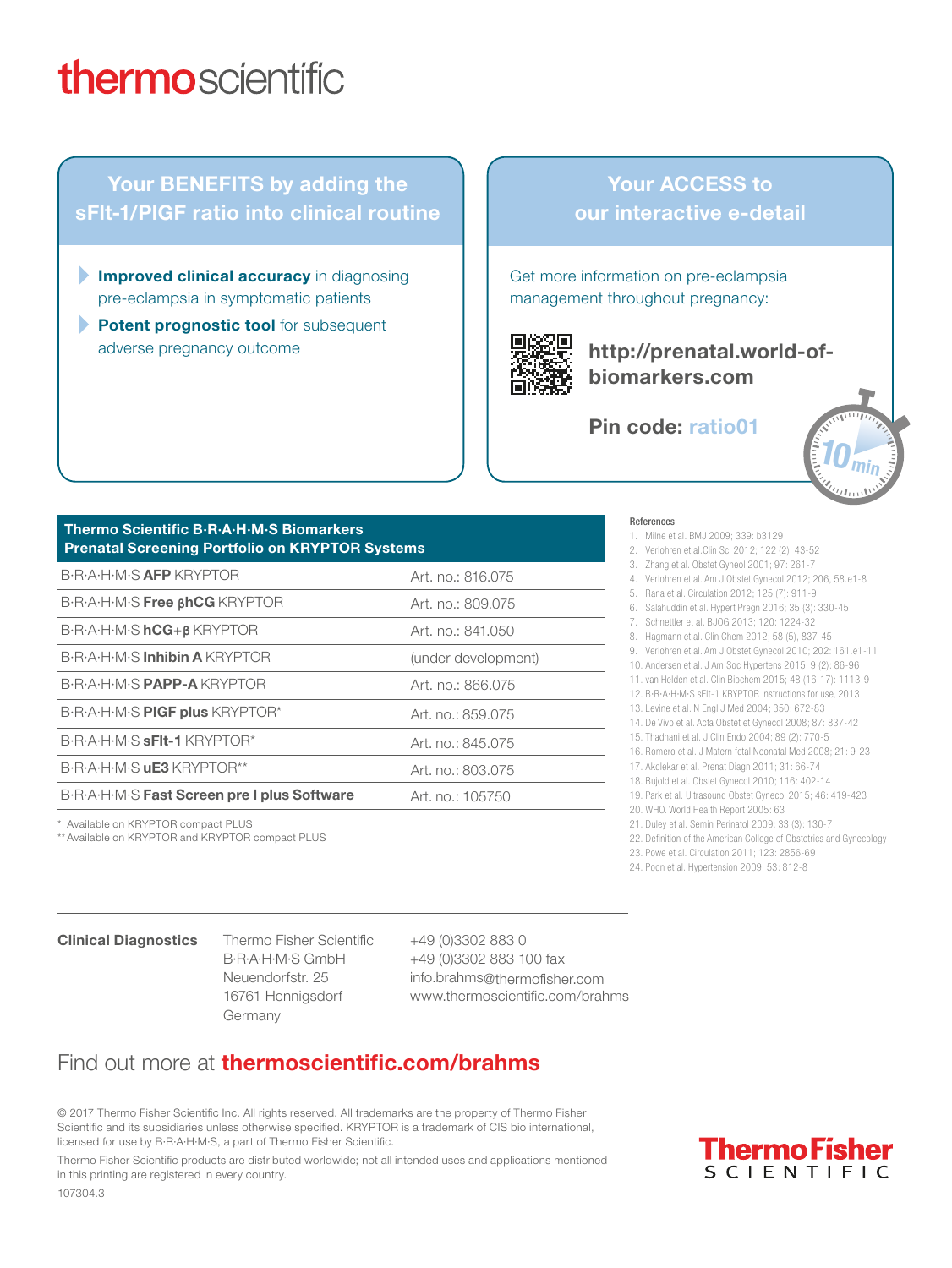thermoscientific

## Your BENEFITS by adding the sFlt-1/PlGF ratio into clinical routine

- **Improved clinical accuracy** in diagnosing pre-eclampsia in symptomatic patients
- **Potent prognostic tool** for subsequent adverse pregnancy outcome

## Your ACCESS to our interactive e-detail

Get more information on pre-eclampsia management throughout pregnancy:

**http://prenatal.world-of-biomarkers.com**

**Pin code:** ratio01

10 min

### Thermo Scientific B·R·A·H·M·S Biomarkers Prenatal Screening Portfolio on KRYPTOR Systems

| | |
|---|---|
| B·R·A·H·M·S **AFP** KRYPTOR | Art. no.: 816.075 |
| B·R·A·H·M·S **Free βhCG** KRYPTOR | Art. no.: 809.075 |
| B·R·A·H·M·S **hCG+β** KRYPTOR | Art. no.: 841.050 |
| B·R·A·H·M·S **Inhibin A** KRYPTOR | (under development) |
| B·R·A·H·M·S **PAPP-A** KRYPTOR | Art. no.: 866.075 |
| B·R·A·H·M·S **PlGF plus** KRYPTOR* | Art. no.: 859.075 |
| B·R·A·H·M·S **sFlt-1** KRYPTOR* | Art. no.: 845.075 |
| B·R·A·H·M·S **uE3** KRYPTOR** | Art. no.: 803.075 |
| B·R·A·H·M·S **Fast Screen pre I plus Software** | Art. no.: 105750 |

\* Available on KRYPTOR compact PLUS
** Available on KRYPTOR and KRYPTOR compact PLUS

### References

1. Milne et al. BMJ 2009; 339: b3129
2. Verlohren et al.Clin Sci 2012; 122 (2): 43-52
3. Zhang et al. Obstet Gyneol 2001; 97: 261-7
4. Verlohren et al. Am J Obstet Gynecol 2012; 206, 58.e1-8
5. Rana et al. Circulation 2012; 125 (7): 911-9
6. Salahuddin et al. Hypert Pregn 2016; 35 (3): 330-45
7. Schnettler et al. BJOG 2013; 120: 1224-32
8. Hagmann et al. Clin Chem 2012; 58 (5), 837-45
9. Verlohren et al. Am J Obstet Gynecol 2010; 202: 161.e1-11
10. Andersen et al. J Am Soc Hypertens 2015; 9 (2): 86-96
11. van Helden et al. Clin Biochem 2015; 48 (16-17): 1113-9
12. B·R·A·H·M·S sFlt-1 KRYPTOR Instructions for use, 2013
13. Levine et al. N Engl J Med 2004; 350: 672-83
14. De Vivo et al. Acta Obstet et Gynecol 2008; 87: 837-42
15. Thadhani et al. J Clin Endo 2004; 89 (2): 770-5
16. Romero et al. J Matern fetal Neonatal Med 2008; 21: 9-23
17. Akolekar et al. Prenat Diagn 2011; 31: 66-74
18. Bujold et al. Obstet Gynecol 2010; 116: 402-14
19. Park et al. Ultrasound Obstet Gynecol 2015; 46: 419-423
20. WHO. World Health Report 2005: 63
21. Duley et al. Semin Perinatol 2009; 33 (3): 130-7
22. Definition of the American College of Obstetrics and Gynecology
23. Powe et al. Circulation 2011; 123: 2856-69
24. Poon et al. Hypertension 2009; 53: 812-8

**Clinical Diagnostics**

Thermo Fisher Scientific
B·R·A·H·M·S GmbH
Neuendorfstr. 25
16761 Hennigsdorf
Germany

+49 (0)3302 883 0
+49 (0)3302 883 100 fax
info.brahms@thermofisher.com
www.thermoscientific.com/brahms

Find out more at **thermoscientific.com/brahms**

© 2017 Thermo Fisher Scientific Inc. All rights reserved. All trademarks are the property of Thermo Fisher Scientific and its subsidiaries unless otherwise specified. KRYPTOR is a trademark of CIS bio international, licensed for use by B·R·A·H·M·S, a part of Thermo Fisher Scientific.

Thermo Fisher Scientific products are distributed worldwide; not all intended uses and applications mentioned in this printing are registered in every country.

107304.3

ThermoFisher SCIENTIFIC